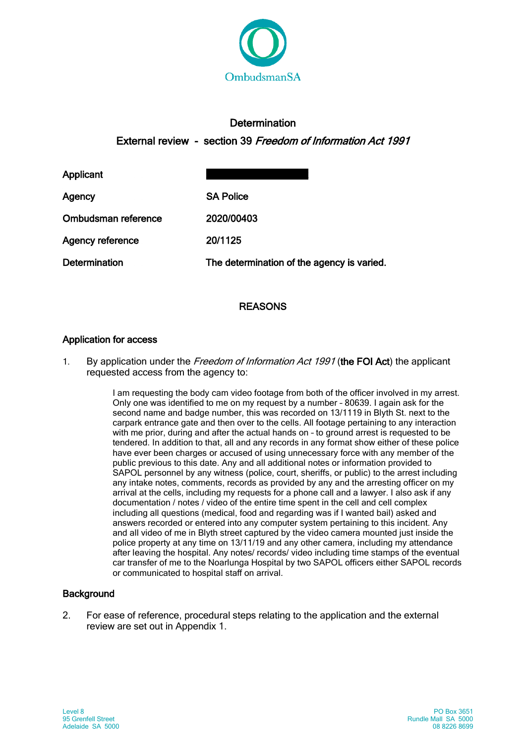OmbudsmanSA

# Determination

## External review - section 39 *Freedom of Information Act 1991*

| | |
|---|---|
| Applicant | |
| Agency | SA Police |
| Ombudsman reference | 2020/00403 |
| Agency reference | 20/1125 |
| Determination | The determination of the agency is varied. |

## REASONS

### Application for access

1. By application under the *Freedom of Information Act 1991* (**the FOI Act**) the applicant requested access from the agency to:

> I am requesting the body cam video footage from both of the officer involved in my arrest. Only one was identified to me on my request by a number – 80639. I again ask for the second name and badge number, this was recorded on 13/1119 in Blyth St. next to the carpark entrance gate and then over to the cells. All footage pertaining to any interaction with me prior, during and after the actual hands on – to ground arrest is requested to be tendered. In addition to that, all and any records in any format show either of these police have ever been charges or accused of using unnecessary force with any member of the public previous to this date. Any and all additional notes or information provided to SAPOL personnel by any witness (police, court, sheriffs, or public) to the arrest including any intake notes, comments, records as provided by any and the arresting officer on my arrival at the cells, including my requests for a phone call and a lawyer. I also ask if any documentation / notes / video of the entire time spent in the cell and cell complex including all questions (medical, food and regarding was if I wanted bail) asked and answers recorded or entered into any computer system pertaining to this incident. Any and all video of me in Blyth street captured by the video camera mounted just inside the police property at any time on 13/11/19 and any other camera, including my attendance after leaving the hospital. Any notes/ records/ video including time stamps of the eventual car transfer of me to the Noarlunga Hospital by two SAPOL officers either SAPOL records or communicated to hospital staff on arrival.

### Background

2. For ease of reference, procedural steps relating to the application and the external review are set out in Appendix 1.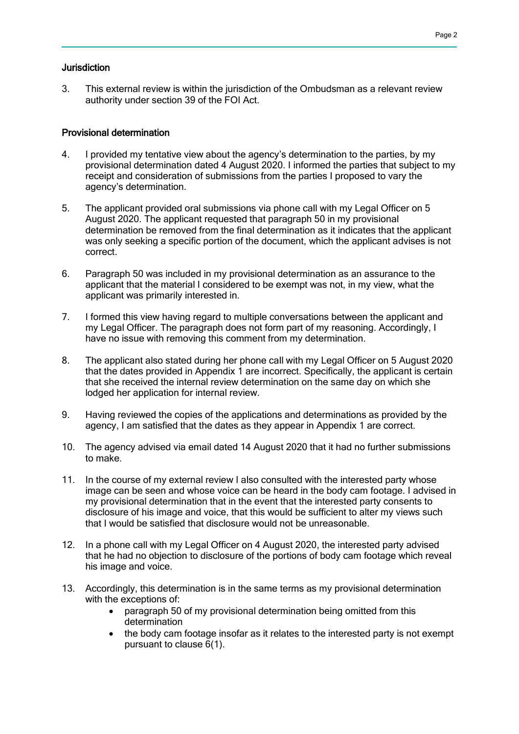### Jurisdiction

3. This external review is within the jurisdiction of the Ombudsman as a relevant review authority under section 39 of the FOI Act.

### Provisional determination

4. I provided my tentative view about the agency's determination to the parties, by my provisional determination dated 4 August 2020. I informed the parties that subject to my receipt and consideration of submissions from the parties I proposed to vary the agency's determination.

5. The applicant provided oral submissions via phone call with my Legal Officer on 5 August 2020. The applicant requested that paragraph 50 in my provisional determination be removed from the final determination as it indicates that the applicant was only seeking a specific portion of the document, which the applicant advises is not correct.

6. Paragraph 50 was included in my provisional determination as an assurance to the applicant that the material I considered to be exempt was not, in my view, what the applicant was primarily interested in.

7. I formed this view having regard to multiple conversations between the applicant and my Legal Officer. The paragraph does not form part of my reasoning. Accordingly, I have no issue with removing this comment from my determination.

8. The applicant also stated during her phone call with my Legal Officer on 5 August 2020 that the dates provided in Appendix 1 are incorrect. Specifically, the applicant is certain that she received the internal review determination on the same day on which she lodged her application for internal review.

9. Having reviewed the copies of the applications and determinations as provided by the agency, I am satisfied that the dates as they appear in Appendix 1 are correct.

10. The agency advised via email dated 14 August 2020 that it had no further submissions to make.

11. In the course of my external review I also consulted with the interested party whose image can be seen and whose voice can be heard in the body cam footage. I advised in my provisional determination that in the event that the interested party consents to disclosure of his image and voice, that this would be sufficient to alter my views such that I would be satisfied that disclosure would not be unreasonable.

12. In a phone call with my Legal Officer on 4 August 2020, the interested party advised that he had no objection to disclosure of the portions of body cam footage which reveal his image and voice.

13. Accordingly, this determination is in the same terms as my provisional determination with the exceptions of:
    - paragraph 50 of my provisional determination being omitted from this determination
    - the body cam footage insofar as it relates to the interested party is not exempt pursuant to clause 6(1).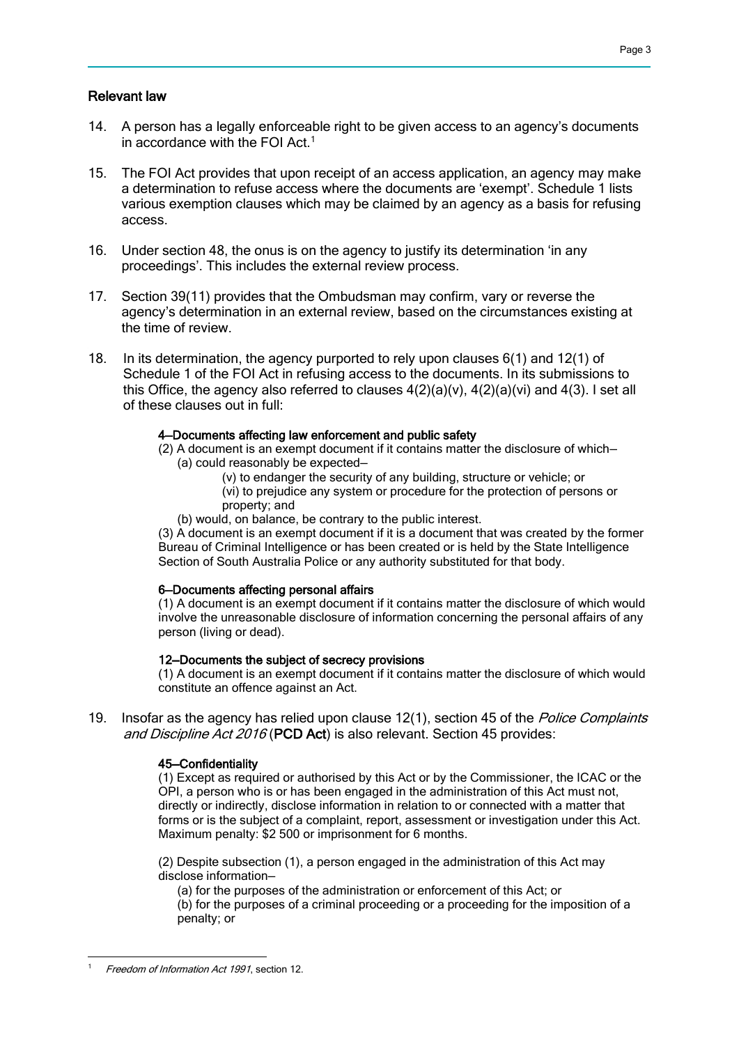## Relevant law

14. A person has a legally enforceable right to be given access to an agency's documents in accordance with the FOI Act.[1]

15. The FOI Act provides that upon receipt of an access application, an agency may make a determination to refuse access where the documents are 'exempt'. Schedule 1 lists various exemption clauses which may be claimed by an agency as a basis for refusing access.

16. Under section 48, the onus is on the agency to justify its determination 'in any proceedings'. This includes the external review process.

17. Section 39(11) provides that the Ombudsman may confirm, vary or reverse the agency's determination in an external review, based on the circumstances existing at the time of review.

18. In its determination, the agency purported to rely upon clauses 6(1) and 12(1) of Schedule 1 of the FOI Act in refusing access to the documents. In its submissions to this Office, the agency also referred to clauses 4(2)(a)(v), 4(2)(a)(vi) and 4(3). I set all of these clauses out in full:

> **4—Documents affecting law enforcement and public safety**
>
> (2) A document is an exempt document if it contains matter the disclosure of which—
>
> (a) could reasonably be expected—
>
> (v) to endanger the security of any building, structure or vehicle; or
>
> (vi) to prejudice any system or procedure for the protection of persons or property; and
>
> (b) would, on balance, be contrary to the public interest.
>
> (3) A document is an exempt document if it is a document that was created by the former Bureau of Criminal Intelligence or has been created or is held by the State Intelligence Section of South Australia Police or any authority substituted for that body.
>
> **6—Documents affecting personal affairs**
>
> (1) A document is an exempt document if it contains matter the disclosure of which would involve the unreasonable disclosure of information concerning the personal affairs of any person (living or dead).
>
> **12—Documents the subject of secrecy provisions**
>
> (1) A document is an exempt document if it contains matter the disclosure of which would constitute an offence against an Act.

19. Insofar as the agency has relied upon clause 12(1), section 45 of the *Police Complaints and Discipline Act 2016* (**PCD Act**) is also relevant. Section 45 provides:

> **45—Confidentiality**
>
> (1) Except as required or authorised by this Act or by the Commissioner, the ICAC or the OPI, a person who is or has been engaged in the administration of this Act must not, directly or indirectly, disclose information in relation to or connected with a matter that forms or is the subject of a complaint, report, assessment or investigation under this Act.
> Maximum penalty: $2 500 or imprisonment for 6 months.
>
> (2) Despite subsection (1), a person engaged in the administration of this Act may disclose information—
>
> (a) for the purposes of the administration or enforcement of this Act; or
>
> (b) for the purposes of a criminal proceeding or a proceeding for the imposition of a penalty; or

---

[1] *Freedom of Information Act 1991*, section 12.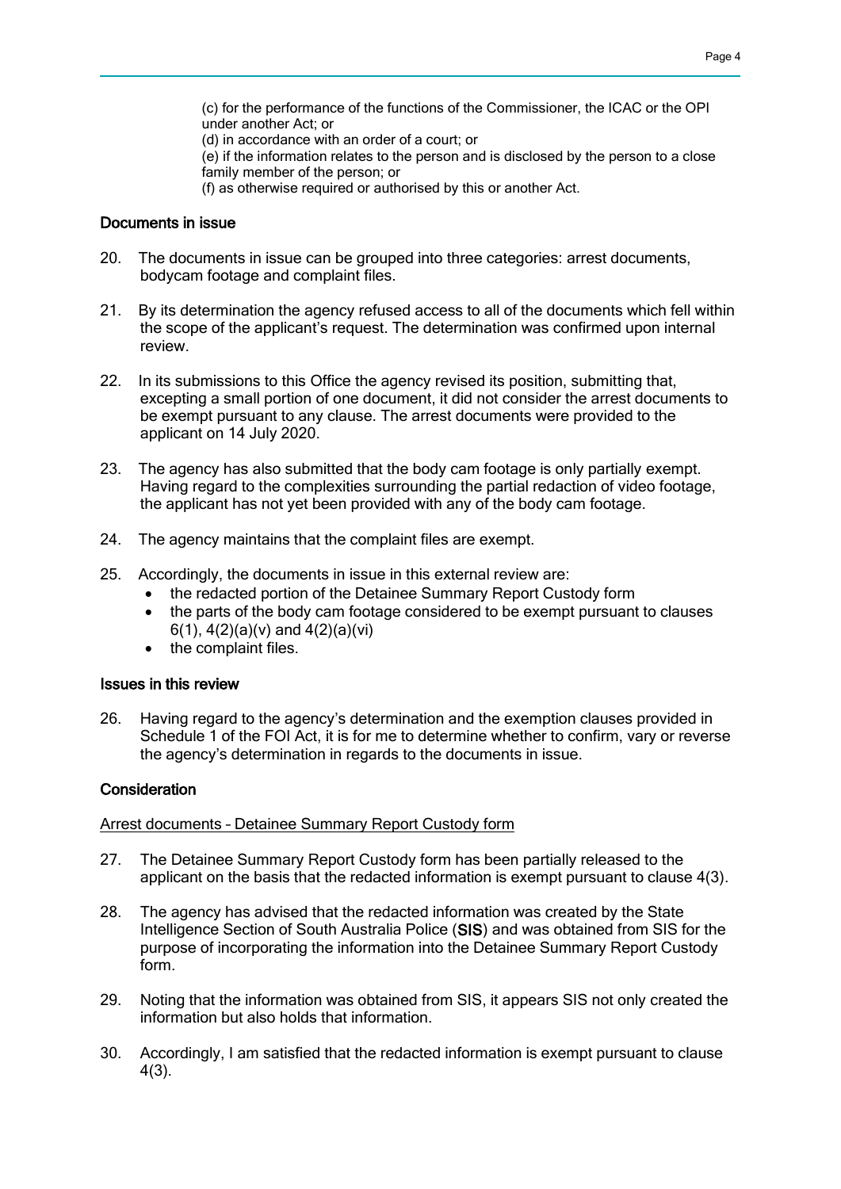(c) for the performance of the functions of the Commissioner, the ICAC or the OPI under another Act; or
(d) in accordance with an order of a court; or
(e) if the information relates to the person and is disclosed by the person to a close family member of the person; or
(f) as otherwise required or authorised by this or another Act.

### Documents in issue

20. The documents in issue can be grouped into three categories: arrest documents, bodycam footage and complaint files.

21. By its determination the agency refused access to all of the documents which fell within the scope of the applicant's request. The determination was confirmed upon internal review.

22. In its submissions to this Office the agency revised its position, submitting that, excepting a small portion of one document, it did not consider the arrest documents to be exempt pursuant to any clause. The arrest documents were provided to the applicant on 14 July 2020.

23. The agency has also submitted that the body cam footage is only partially exempt. Having regard to the complexities surrounding the partial redaction of video footage, the applicant has not yet been provided with any of the body cam footage.

24. The agency maintains that the complaint files are exempt.

25. Accordingly, the documents in issue in this external review are:
    - the redacted portion of the Detainee Summary Report Custody form
    - the parts of the body cam footage considered to be exempt pursuant to clauses 6(1), 4(2)(a)(v) and 4(2)(a)(vi)
    - the complaint files.

### Issues in this review

26. Having regard to the agency's determination and the exemption clauses provided in Schedule 1 of the FOI Act, it is for me to determine whether to confirm, vary or reverse the agency's determination in regards to the documents in issue.

### Consideration

<u>Arrest documents – Detainee Summary Report Custody form</u>

27. The Detainee Summary Report Custody form has been partially released to the applicant on the basis that the redacted information is exempt pursuant to clause 4(3).

28. The agency has advised that the redacted information was created by the State Intelligence Section of South Australia Police (**SIS**) and was obtained from SIS for the purpose of incorporating the information into the Detainee Summary Report Custody form.

29. Noting that the information was obtained from SIS, it appears SIS not only created the information but also holds that information.

30. Accordingly, I am satisfied that the redacted information is exempt pursuant to clause 4(3).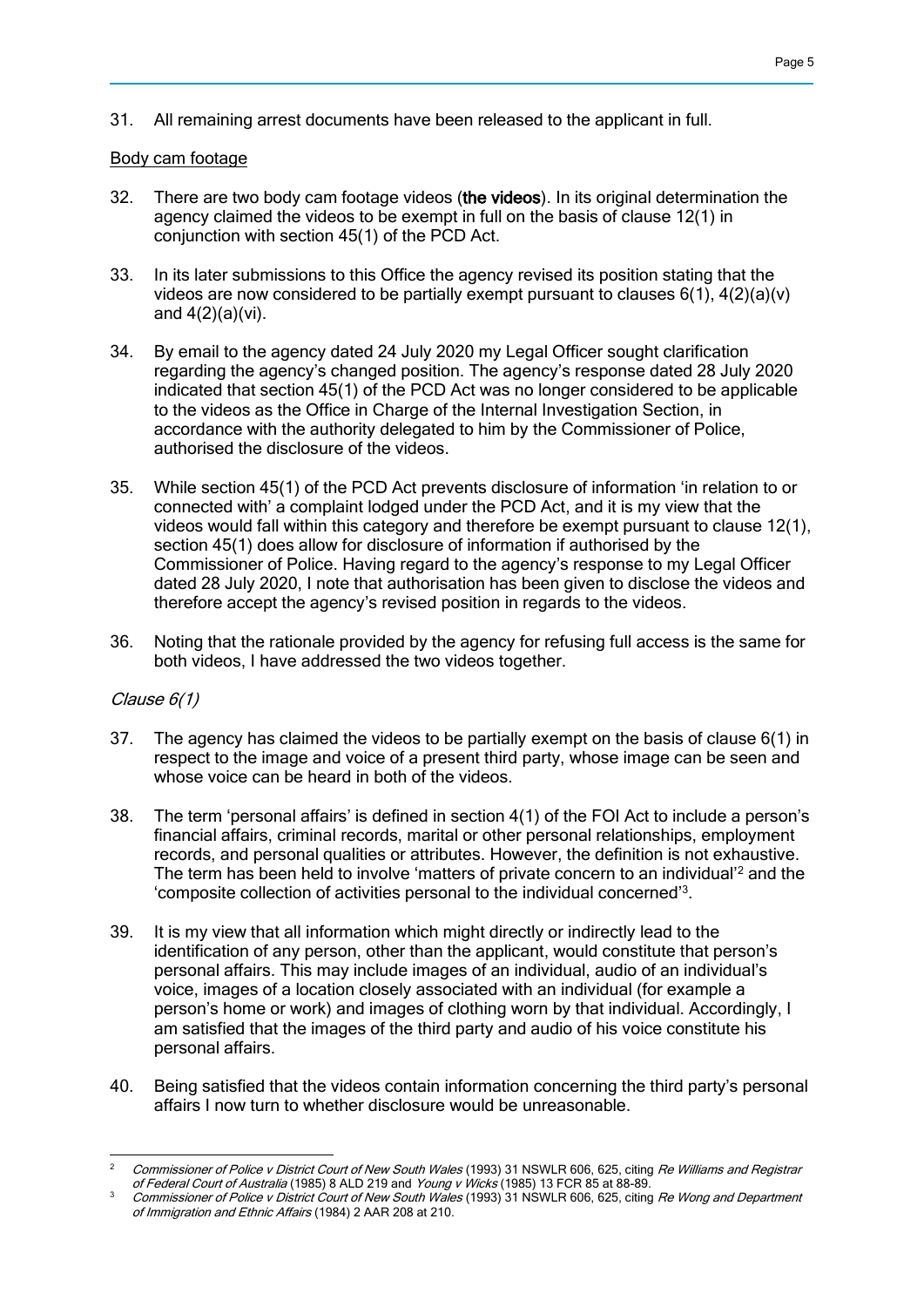31. All remaining arrest documents have been released to the applicant in full.

<u>Body cam footage</u>

32. There are two body cam footage videos (**the videos**). In its original determination the agency claimed the videos to be exempt in full on the basis of clause 12(1) in conjunction with section 45(1) of the PCD Act.

33. In its later submissions to this Office the agency revised its position stating that the videos are now considered to be partially exempt pursuant to clauses 6(1), 4(2)(a)(v) and 4(2)(a)(vi).

34. By email to the agency dated 24 July 2020 my Legal Officer sought clarification regarding the agency's changed position. The agency's response dated 28 July 2020 indicated that section 45(1) of the PCD Act was no longer considered to be applicable to the videos as the Office in Charge of the Internal Investigation Section, in accordance with the authority delegated to him by the Commissioner of Police, authorised the disclosure of the videos.

35. While section 45(1) of the PCD Act prevents disclosure of information 'in relation to or connected with' a complaint lodged under the PCD Act, and it is my view that the videos would fall within this category and therefore be exempt pursuant to clause 12(1), section 45(1) does allow for disclosure of information if authorised by the Commissioner of Police. Having regard to the agency's response to my Legal Officer dated 28 July 2020, I note that authorisation has been given to disclose the videos and therefore accept the agency's revised position in regards to the videos.

36. Noting that the rationale provided by the agency for refusing full access is the same for both videos, I have addressed the two videos together.

*Clause 6(1)*

37. The agency has claimed the videos to be partially exempt on the basis of clause 6(1) in respect to the image and voice of a present third party, whose image can be seen and whose voice can be heard in both of the videos.

38. The term 'personal affairs' is defined in section 4(1) of the FOI Act to include a person's financial affairs, criminal records, marital or other personal relationships, employment records, and personal qualities or attributes. However, the definition is not exhaustive. The term has been held to involve 'matters of private concern to an individual'[2] and the 'composite collection of activities personal to the individual concerned'[3].

39. It is my view that all information which might directly or indirectly lead to the identification of any person, other than the applicant, would constitute that person's personal affairs. This may include images of an individual, audio of an individual's voice, images of a location closely associated with an individual (for example a person's home or work) and images of clothing worn by that individual. Accordingly, I am satisfied that the images of the third party and audio of his voice constitute his personal affairs.

40. Being satisfied that the videos contain information concerning the third party's personal affairs I now turn to whether disclosure would be unreasonable.

---

[2] *Commissioner of Police v District Court of New South Wales* (1993) 31 NSWLR 606, 625, citing *Re Williams and Registrar of Federal Court of Australia* (1985) 8 ALD 219 and *Young v Wicks* (1985) 13 FCR 85 at 88-89.

[3] *Commissioner of Police v District Court of New South Wales* (1993) 31 NSWLR 606, 625, citing *Re Wong and Department of Immigration and Ethnic Affairs* (1984) 2 AAR 208 at 210.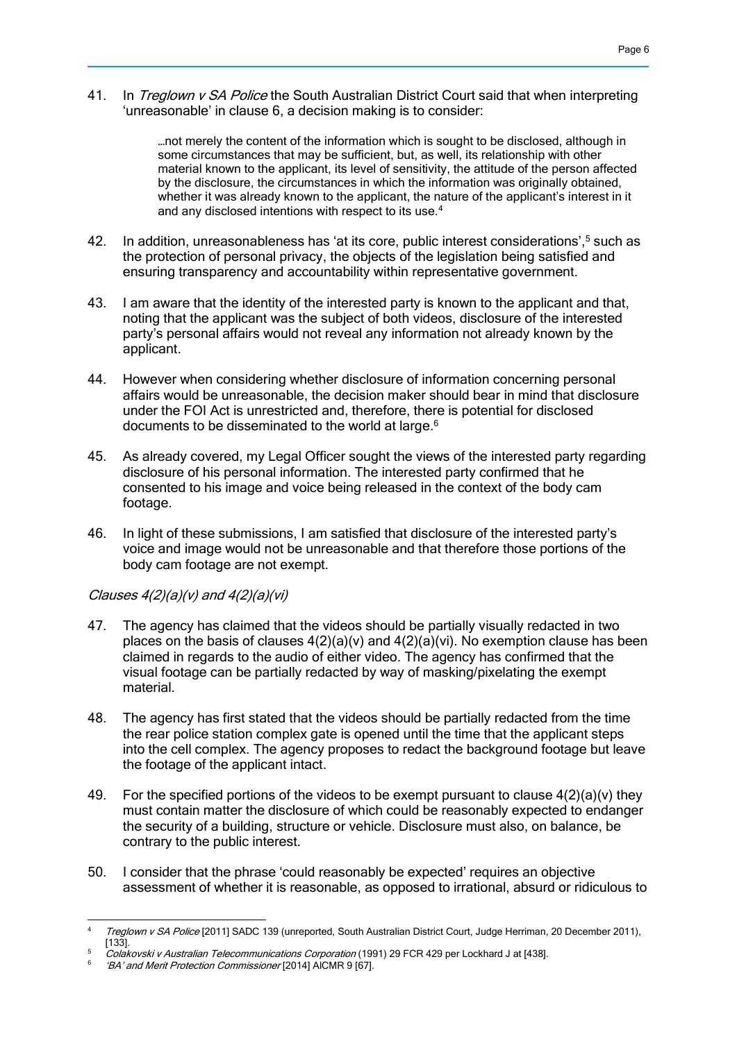41. In *Treglown v SA Police* the South Australian District Court said that when interpreting 'unreasonable' in clause 6, a decision making is to consider:

> …not merely the content of the information which is sought to be disclosed, although in some circumstances that may be sufficient, but, as well, its relationship with other material known to the applicant, its level of sensitivity, the attitude of the person affected by the disclosure, the circumstances in which the information was originally obtained, whether it was already known to the applicant, the nature of the applicant's interest in it and any disclosed intentions with respect to its use.[4]

42. In addition, unreasonableness has 'at its core, public interest considerations',[5] such as the protection of personal privacy, the objects of the legislation being satisfied and ensuring transparency and accountability within representative government.

43. I am aware that the identity of the interested party is known to the applicant and that, noting that the applicant was the subject of both videos, disclosure of the interested party's personal affairs would not reveal any information not already known by the applicant.

44. However when considering whether disclosure of information concerning personal affairs would be unreasonable, the decision maker should bear in mind that disclosure under the FOI Act is unrestricted and, therefore, there is potential for disclosed documents to be disseminated to the world at large.[6]

45. As already covered, my Legal Officer sought the views of the interested party regarding disclosure of his personal information. The interested party confirmed that he consented to his image and voice being released in the context of the body cam footage.

46. In light of these submissions, I am satisfied that disclosure of the interested party's voice and image would not be unreasonable and that therefore those portions of the body cam footage are not exempt.

*Clauses 4(2)(a)(v) and 4(2)(a)(vi)*

47. The agency has claimed that the videos should be partially visually redacted in two places on the basis of clauses 4(2)(a)(v) and 4(2)(a)(vi). No exemption clause has been claimed in regards to the audio of either video. The agency has confirmed that the visual footage can be partially redacted by way of masking/pixelating the exempt material.

48. The agency has first stated that the videos should be partially redacted from the time the rear police station complex gate is opened until the time that the applicant steps into the cell complex. The agency proposes to redact the background footage but leave the footage of the applicant intact.

49. For the specified portions of the videos to be exempt pursuant to clause 4(2)(a)(v) they must contain matter the disclosure of which could be reasonably expected to endanger the security of a building, structure or vehicle. Disclosure must also, on balance, be contrary to the public interest.

50. I consider that the phrase 'could reasonably be expected' requires an objective assessment of whether it is reasonable, as opposed to irrational, absurd or ridiculous to

---

[4] *Treglown v SA Police* [2011] SADC 139 (unreported, South Australian District Court, Judge Herriman, 20 December 2011), [133].

[5] *Colakovski v Australian Telecommunications Corporation* (1991) 29 FCR 429 per Lockhard J at [438].

[6] *'BA' and Merit Protection Commissioner* [2014] AICMR 9 [67].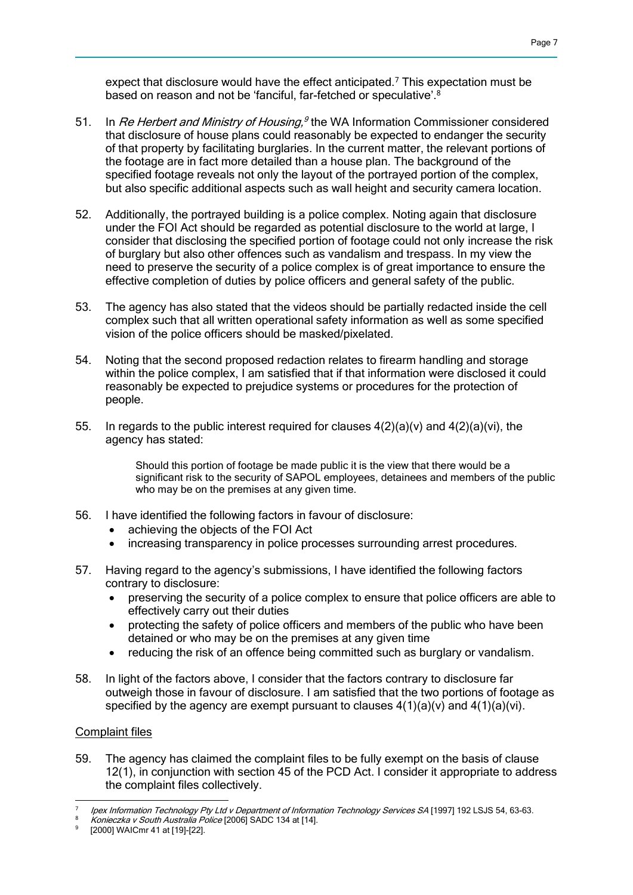expect that disclosure would have the effect anticipated.[7] This expectation must be based on reason and not be 'fanciful, far-fetched or speculative'.[8]

51. In *Re Herbert and Ministry of Housing,*[9] the WA Information Commissioner considered that disclosure of house plans could reasonably be expected to endanger the security of that property by facilitating burglaries. In the current matter, the relevant portions of the footage are in fact more detailed than a house plan. The background of the specified footage reveals not only the layout of the portrayed portion of the complex, but also specific additional aspects such as wall height and security camera location.

52. Additionally, the portrayed building is a police complex. Noting again that disclosure under the FOI Act should be regarded as potential disclosure to the world at large, I consider that disclosing the specified portion of footage could not only increase the risk of burglary but also other offences such as vandalism and trespass. In my view the need to preserve the security of a police complex is of great importance to ensure the effective completion of duties by police officers and general safety of the public.

53. The agency has also stated that the videos should be partially redacted inside the cell complex such that all written operational safety information as well as some specified vision of the police officers should be masked/pixelated.

54. Noting that the second proposed redaction relates to firearm handling and storage within the police complex, I am satisfied that if that information were disclosed it could reasonably be expected to prejudice systems or procedures for the protection of people.

55. In regards to the public interest required for clauses 4(2)(a)(v) and 4(2)(a)(vi), the agency has stated:

    > Should this portion of footage be made public it is the view that there would be a significant risk to the security of SAPOL employees, detainees and members of the public who may be on the premises at any given time.

56. I have identified the following factors in favour of disclosure:
    - achieving the objects of the FOI Act
    - increasing transparency in police processes surrounding arrest procedures.

57. Having regard to the agency's submissions, I have identified the following factors contrary to disclosure:
    - preserving the security of a police complex to ensure that police officers are able to effectively carry out their duties
    - protecting the safety of police officers and members of the public who have been detained or who may be on the premises at any given time
    - reducing the risk of an offence being committed such as burglary or vandalism.

58. In light of the factors above, I consider that the factors contrary to disclosure far outweigh those in favour of disclosure. I am satisfied that the two portions of footage as specified by the agency are exempt pursuant to clauses 4(1)(a)(v) and 4(1)(a)(vi).

<u>Complaint files</u>

59. The agency has claimed the complaint files to be fully exempt on the basis of clause 12(1), in conjunction with section 45 of the PCD Act. I consider it appropriate to address the complaint files collectively.

---

[7] *Ipex Information Technology Pty Ltd v Department of Information Technology Services SA* [1997] 192 LSJS 54, 63-63.

[8] *Konieczka v South Australia Police* [2006] SADC 134 at [14].

[9] [2000] WAICmr 41 at [19]-[22].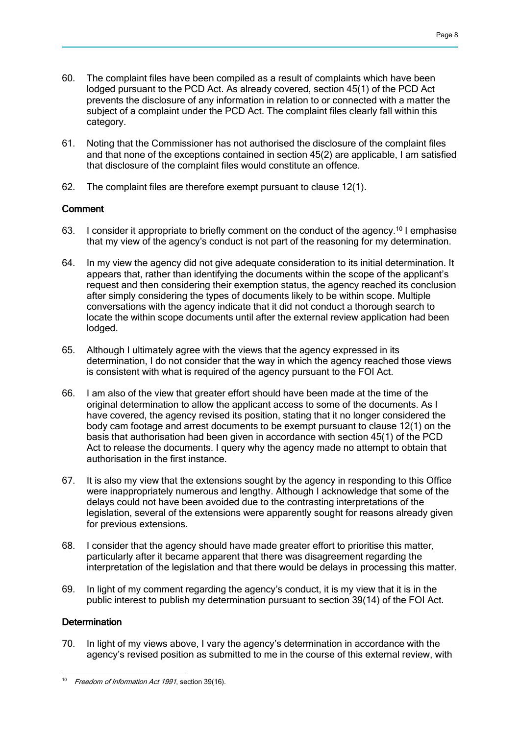60. The complaint files have been compiled as a result of complaints which have been lodged pursuant to the PCD Act. As already covered, section 45(1) of the PCD Act prevents the disclosure of any information in relation to or connected with a matter the subject of a complaint under the PCD Act. The complaint files clearly fall within this category.

61. Noting that the Commissioner has not authorised the disclosure of the complaint files and that none of the exceptions contained in section 45(2) are applicable, I am satisfied that disclosure of the complaint files would constitute an offence.

62. The complaint files are therefore exempt pursuant to clause 12(1).

### Comment

63. I consider it appropriate to briefly comment on the conduct of the agency.[10] I emphasise that my view of the agency's conduct is not part of the reasoning for my determination.

64. In my view the agency did not give adequate consideration to its initial determination. It appears that, rather than identifying the documents within the scope of the applicant's request and then considering their exemption status, the agency reached its conclusion after simply considering the types of documents likely to be within scope. Multiple conversations with the agency indicate that it did not conduct a thorough search to locate the within scope documents until after the external review application had been lodged.

65. Although I ultimately agree with the views that the agency expressed in its determination, I do not consider that the way in which the agency reached those views is consistent with what is required of the agency pursuant to the FOI Act.

66. I am also of the view that greater effort should have been made at the time of the original determination to allow the applicant access to some of the documents. As I have covered, the agency revised its position, stating that it no longer considered the body cam footage and arrest documents to be exempt pursuant to clause 12(1) on the basis that authorisation had been given in accordance with section 45(1) of the PCD Act to release the documents. I query why the agency made no attempt to obtain that authorisation in the first instance.

67. It is also my view that the extensions sought by the agency in responding to this Office were inappropriately numerous and lengthy. Although I acknowledge that some of the delays could not have been avoided due to the contrasting interpretations of the legislation, several of the extensions were apparently sought for reasons already given for previous extensions.

68. I consider that the agency should have made greater effort to prioritise this matter, particularly after it became apparent that there was disagreement regarding the interpretation of the legislation and that there would be delays in processing this matter.

69. In light of my comment regarding the agency's conduct, it is my view that it is in the public interest to publish my determination pursuant to section 39(14) of the FOI Act.

### Determination

70. In light of my views above, I vary the agency's determination in accordance with the agency's revised position as submitted to me in the course of this external review, with

---

[10] *Freedom of Information Act 1991*, section 39(16).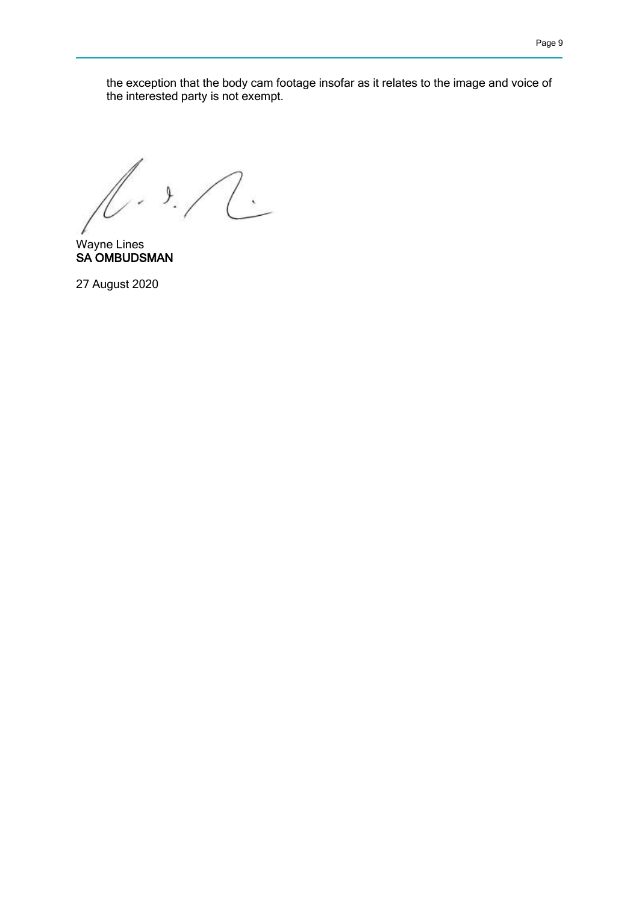the exception that the body cam footage insofar as it relates to the image and voice of the interested party is not exempt.

Wayne Lines
**SA OMBUDSMAN**

27 August 2020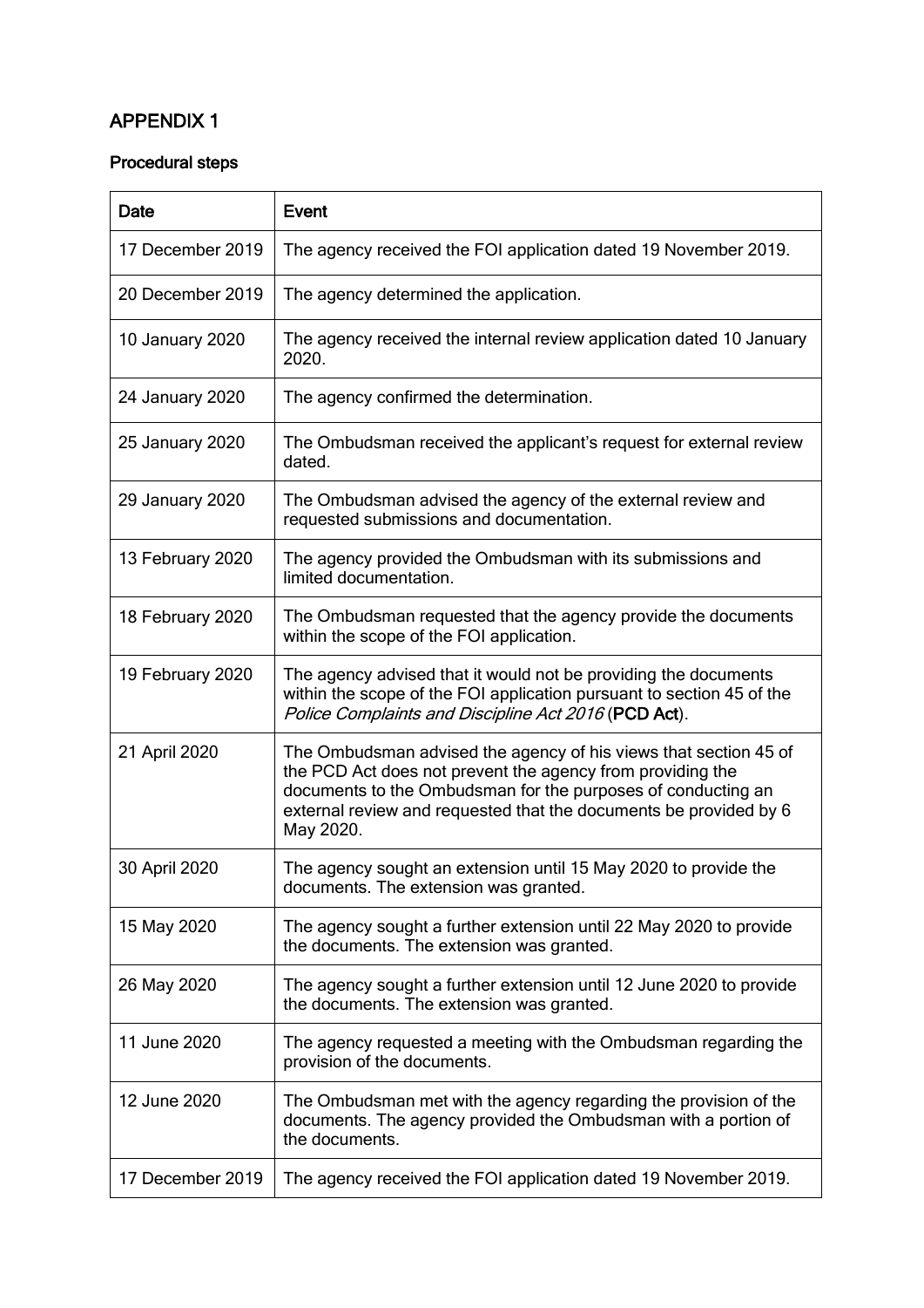## APPENDIX 1

### Procedural steps

| Date | Event |
|---|---|
| 17 December 2019 | The agency received the FOI application dated 19 November 2019. |
| 20 December 2019 | The agency determined the application. |
| 10 January 2020 | The agency received the internal review application dated 10 January 2020. |
| 24 January 2020 | The agency confirmed the determination. |
| 25 January 2020 | The Ombudsman received the applicant's request for external review dated. |
| 29 January 2020 | The Ombudsman advised the agency of the external review and requested submissions and documentation. |
| 13 February 2020 | The agency provided the Ombudsman with its submissions and limited documentation. |
| 18 February 2020 | The Ombudsman requested that the agency provide the documents within the scope of the FOI application. |
| 19 February 2020 | The agency advised that it would not be providing the documents within the scope of the FOI application pursuant to section 45 of the *Police Complaints and Discipline Act 2016* (**PCD Act**). |
| 21 April 2020 | The Ombudsman advised the agency of his views that section 45 of the PCD Act does not prevent the agency from providing the documents to the Ombudsman for the purposes of conducting an external review and requested that the documents be provided by 6 May 2020. |
| 30 April 2020 | The agency sought an extension until 15 May 2020 to provide the documents. The extension was granted. |
| 15 May 2020 | The agency sought a further extension until 22 May 2020 to provide the documents. The extension was granted. |
| 26 May 2020 | The agency sought a further extension until 12 June 2020 to provide the documents. The extension was granted. |
| 11 June 2020 | The agency requested a meeting with the Ombudsman regarding the provision of the documents. |
| 12 June 2020 | The Ombudsman met with the agency regarding the provision of the documents. The agency provided the Ombudsman with a portion of the documents. |
| 17 December 2019 | The agency received the FOI application dated 19 November 2019. |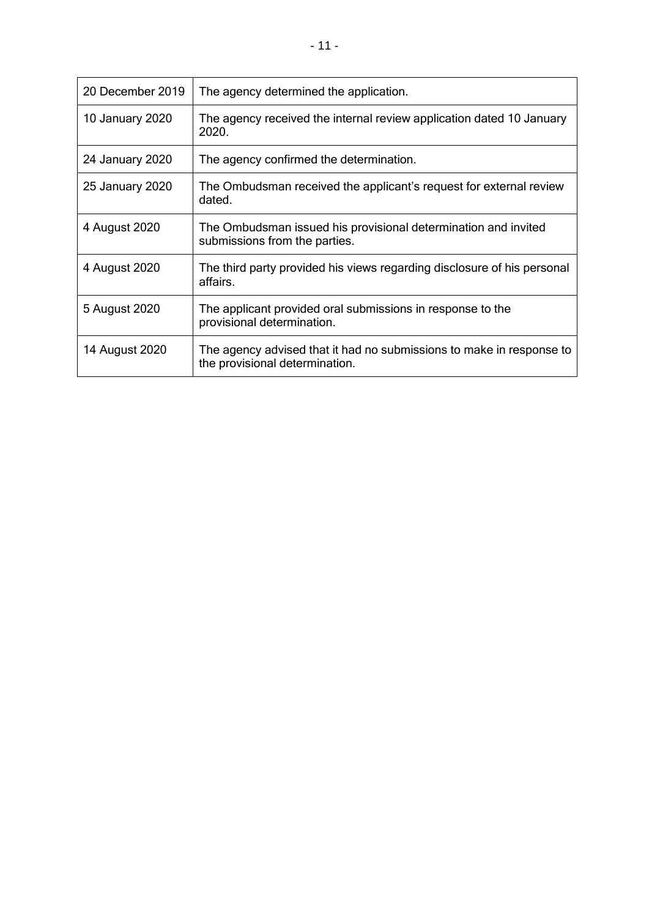| | |
|---|---|
| 20 December 2019 | The agency determined the application. |
| 10 January 2020 | The agency received the internal review application dated 10 January 2020. |
| 24 January 2020 | The agency confirmed the determination. |
| 25 January 2020 | The Ombudsman received the applicant's request for external review dated. |
| 4 August 2020 | The Ombudsman issued his provisional determination and invited submissions from the parties. |
| 4 August 2020 | The third party provided his views regarding disclosure of his personal affairs. |
| 5 August 2020 | The applicant provided oral submissions in response to the provisional determination. |
| 14 August 2020 | The agency advised that it had no submissions to make in response to the provisional determination. |